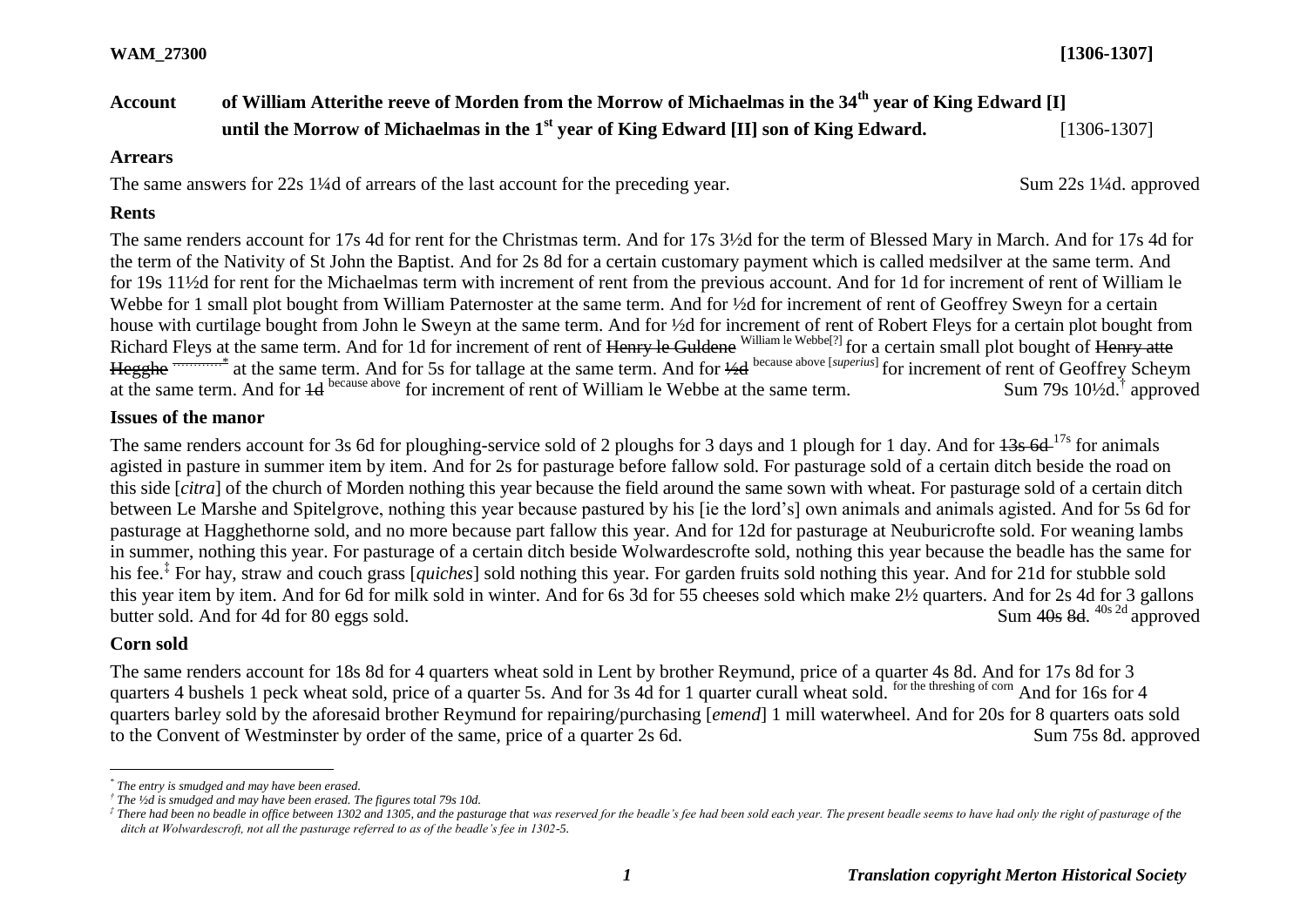**WAM_27300** **[1306-1307]**

**Account of William Atterithe reeve of Morden from the Morrow of Michaelmas in the 34th year of King Edward [I] until the Morrow of Michaelmas in the 1st year of King Edward [II] son of King Edward.** [1306-1307]

**Arrears**

The same answers for 22s 1¼d of arrears of the last account for the preceding year. Sum 22s 1¼d. approved

**Rents**

The same renders account for 17s 4d for rent for the Christmas term. And for 17s 3½d for the term of Blessed Mary in March. And for 17s 4d for the term of the Nativity of St John the Baptist. And for 2s 8d for a certain customary payment which is called medsilver at the same term. And for 19s 11½d for rent for the Michaelmas term with increment of rent from the previous account. And for 1d for increment of rent of William le Webbe for 1 small plot bought from William Paternoster at the same term. And for ½d for increment of rent of Geoffrey Sweyn for a certain house with curtilage bought from John le Sweyn at the same term. And for ½d for increment of rent of Robert Fleys for a certain plot bought from Richard Fleys at the same term. And for 1d for increment of rent of ~~Henry le Guldene~~ William le Webbe[?] for a certain small plot bought of ~~Henry atte Hegghe~~ .........[*] at the same term. And for 5s for tallage at the same term. And for ~~½d~~ because above [*superius*] for increment of rent of Geoffrey Scheym at the same term. And for ~~1d~~ because above for increment of rent of William le Webbe at the same term. Sum 79s 10½d.[†] approved

**Issues of the manor**

The same renders account for 3s 6d for ploughing-service sold of 2 ploughs for 3 days and 1 plough for 1 day. And for ~~13s 6d~~ 17s for animals agisted in pasture in summer item by item. And for 2s for pasturage before fallow sold. For pasturage sold of a certain ditch beside the road on this side [*citra*] of the church of Morden nothing this year because the field around the same sown with wheat. For pasturage sold of a certain ditch between Le Marshe and Spitelgrove, nothing this year because pastured by his [ie the lord's] own animals and animals agisted. And for 5s 6d for pasturage at Hagghethorne sold, and no more because part fallow this year. And for 12d for pasturage at Neuburicrofte sold. For weaning lambs in summer, nothing this year. For pasturage of a certain ditch beside Wolwardescrofte sold, nothing this year because the beadle has the same for his fee.[‡] For hay, straw and couch grass [*quiches*] sold nothing this year. For garden fruits sold nothing this year. And for 21d for stubble sold this year item by item. And for 6d for milk sold in winter. And for 6s 3d for 55 cheeses sold which make 2½ quarters. And for 2s 4d for 3 gallons butter sold. And for 4d for 80 eggs sold. Sum ~~40s 8d~~. 40s 2d approved

**Corn sold**

The same renders account for 18s 8d for 4 quarters wheat sold in Lent by brother Reymund, price of a quarter 4s 8d. And for 17s 8d for 3 quarters 4 bushels 1 peck wheat sold, price of a quarter 5s. And for 3s 4d for 1 quarter curall wheat sold. for the threshing of corn And for 16s for 4 quarters barley sold by the aforesaid brother Reymund for repairing/purchasing [*emend*] 1 mill waterwheel. And for 20s for 8 quarters oats sold to the Convent of Westminster by order of the same, price of a quarter 2s 6d. Sum 75s 8d. approved

---

[*] *The entry is smudged and may have been erased.*

[†] *The ½d is smudged and may have been erased. The figures total 79s 10d.*

[‡] *There had been no beadle in office between 1302 and 1305, and the pasturage that was reserved for the beadle's fee had been sold each year. The present beadle seems to have had only the right of pasturage of the ditch at Wolwardescroft, not all the pasturage referred to as of the beadle's fee in 1302-5.*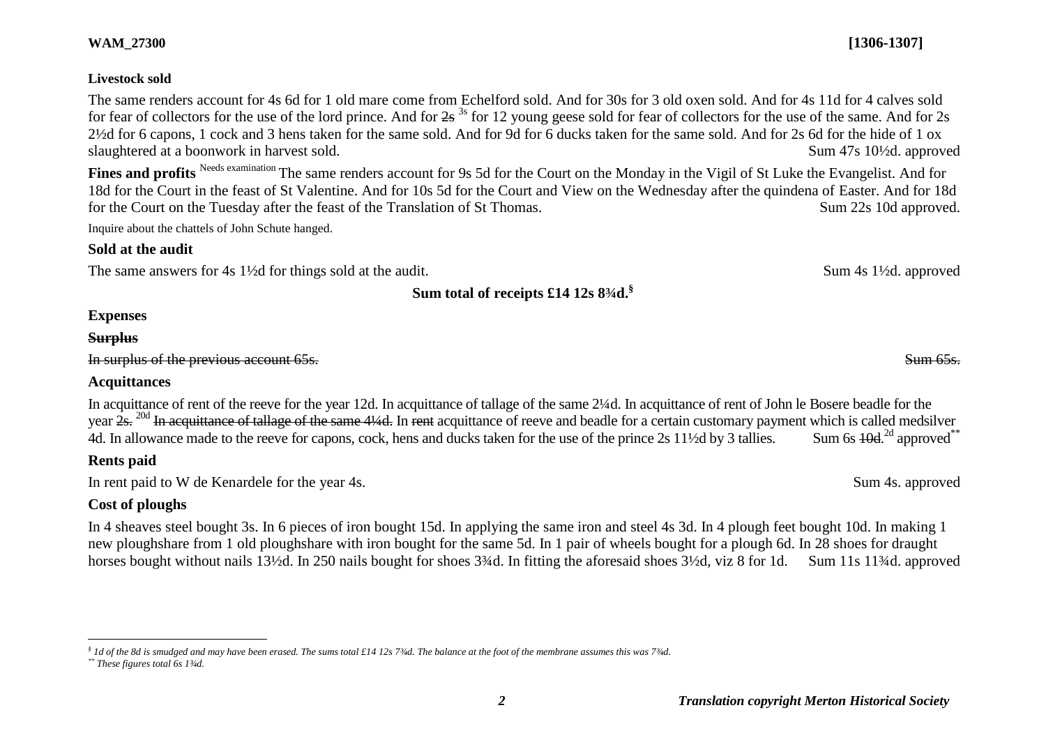**Livestock sold**

The same renders account for 4s 6d for 1 old mare come from Echelford sold. And for 30s for 3 old oxen sold. And for 4s 11d for 4 calves sold for fear of collectors for the use of the lord prince. And for ~~2s~~ [3s] for 12 young geese sold for fear of collectors for the use of the same. And for 2s 2½d for 6 capons, 1 cock and 3 hens taken for the same sold. And for 9d for 6 ducks taken for the same sold. And for 2s 6d for the hide of 1 ox slaughtered at a boonwork in harvest sold. Sum 47s 10½d. approved

**Fines and profits** [Needs examination] The same renders account for 9s 5d for the Court on the Monday in the Vigil of St Luke the Evangelist. And for 18d for the Court in the feast of St Valentine. And for 10s 5d for the Court and View on the Wednesday after the quindena of Easter. And for 18d for the Court on the Tuesday after the feast of the Translation of St Thomas. Sum 22s 10d approved.

Inquire about the chattels of John Schute hanged.

**Sold at the audit**

The same answers for 4s 1½d for things sold at the audit. Sum 4s 1½d. approved

**Sum total of receipts £14 12s 8¾d.**[§]

**Expenses**

~~**Surplus**~~

~~In surplus of the previous account 65s. Sum 65s.~~

**Acquittances**

In acquittance of rent of the reeve for the year 12d. In acquittance of tallage of the same 2¼d. In acquittance of rent of John le Bosere beadle for the year ~~2s.~~ [20d] ~~In acquittance of tallage of the same 4¼d.~~ In ~~rent~~ acquittance of reeve and beadle for a certain customary payment which is called medsilver 4d. In allowance made to the reeve for capons, cock, hens and ducks taken for the use of the prince 2s 11½d by 3 tallies. Sum 6s ~~10d.~~ [2d] approved[**]

**Rents paid**

In rent paid to W de Kenardele for the year 4s. Sum 4s. approved

**Cost of ploughs**

In 4 sheaves steel bought 3s. In 6 pieces of iron bought 15d. In applying the same iron and steel 4s 3d. In 4 plough feet bought 10d. In making 1 new ploughshare from 1 old ploughshare with iron bought for the same 5d. In 1 pair of wheels bought for a plough 6d. In 28 shoes for draught horses bought without nails 13½d. In 250 nails bought for shoes 3¾d. In fitting the aforesaid shoes 3½d, viz 8 for 1d. Sum 11s 11¾d. approved

---

[§] *1d of the 8d is smudged and may have been erased. The sums total £14 12s 7¾d. The balance at the foot of the membrane assumes this was 7¾d.*

[**] *These figures total 6s 1¾d.*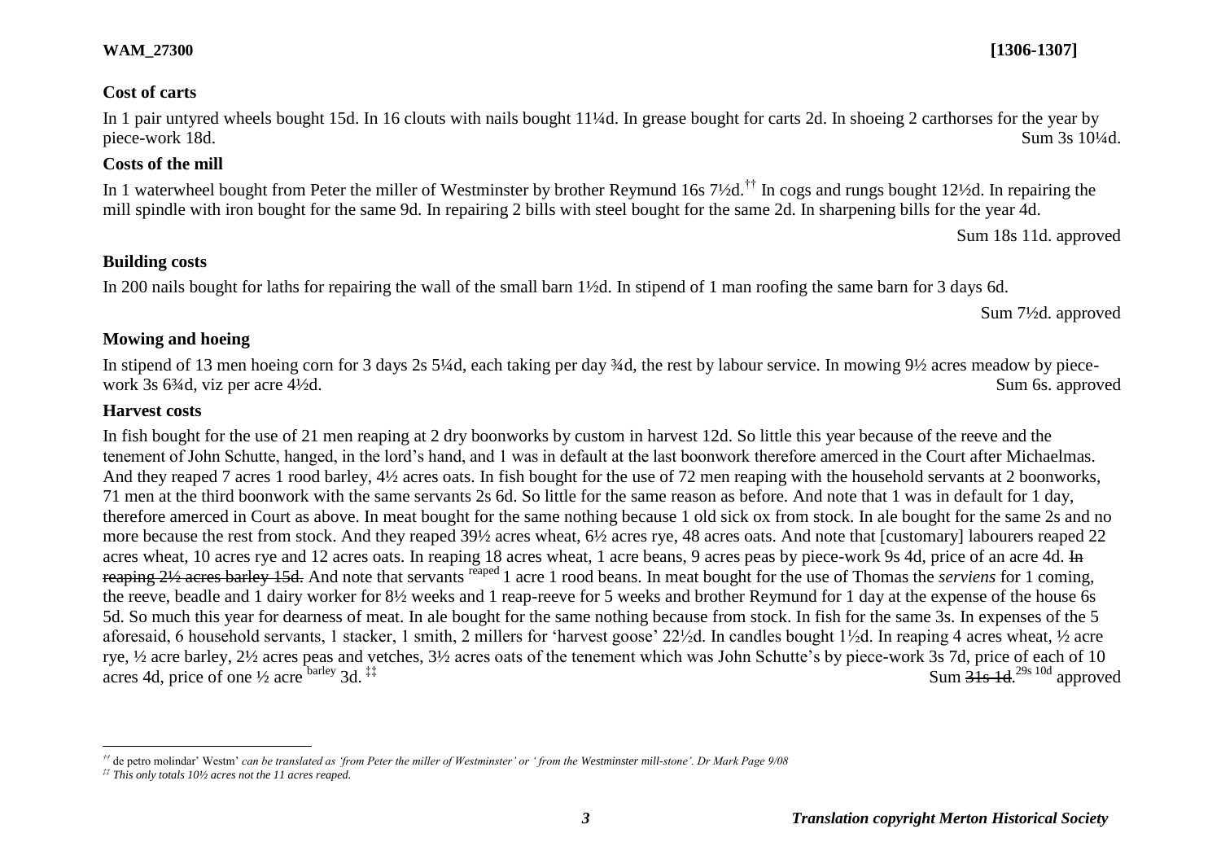### Cost of carts

In 1 pair untyred wheels bought 15d. In 16 clouts with nails bought 11¼d. In grease bought for carts 2d. In shoeing 2 carthorses for the year by piece-work 18d. Sum 3s 10¼d.

### Costs of the mill

In 1 waterwheel bought from Peter the miller of Westminster by brother Reymund 16s 7½d.[††] In cogs and rungs bought 12½d. In repairing the mill spindle with iron bought for the same 9d. In repairing 2 bills with steel bought for the same 2d. In sharpening bills for the year 4d.

Sum 18s 11d. approved

### Building costs

In 200 nails bought for laths for repairing the wall of the small barn 1½d. In stipend of 1 man roofing the same barn for 3 days 6d.

Sum 7½d. approved

### Mowing and hoeing

In stipend of 13 men hoeing corn for 3 days 2s 5¼d, each taking per day ¾d, the rest by labour service. In mowing 9½ acres meadow by piece-work 3s 6¾d, viz per acre 4½d. Sum 6s. approved

### Harvest costs

In fish bought for the use of 21 men reaping at 2 dry boonworks by custom in harvest 12d. So little this year because of the reeve and the tenement of John Schutte, hanged, in the lord's hand, and 1 was in default at the last boonwork therefore amerced in the Court after Michaelmas. And they reaped 7 acres 1 rood barley, 4½ acres oats. In fish bought for the use of 72 men reaping with the household servants at 2 boonworks, 71 men at the third boonwork with the same servants 2s 6d. So little for the same reason as before. And note that 1 was in default for 1 day, therefore amerced in Court as above. In meat bought for the same nothing because 1 old sick ox from stock. In ale bought for the same 2s and no more because the rest from stock. And they reaped 39½ acres wheat, 6½ acres rye, 48 acres oats. And note that [customary] labourers reaped 22 acres wheat, 10 acres rye and 12 acres oats. In reaping 18 acres wheat, 1 acre beans, 9 acres peas by piece-work 9s 4d, price of an acre 4d. ~~In reaping 2½ acres barley 15d.~~ And note that servants reaped 1 acre 1 rood beans. In meat bought for the use of Thomas the *serviens* for 1 coming, the reeve, beadle and 1 dairy worker for 8½ weeks and 1 reap-reeve for 5 weeks and brother Reymund for 1 day at the expense of the house 6s 5d. So much this year for dearness of meat. In ale bought for the same nothing because from stock. In fish for the same 3s. In expenses of the 5 aforesaid, 6 household servants, 1 stacker, 1 smith, 2 millers for 'harvest goose' 22½d. In candles bought 1½d. In reaping 4 acres wheat, ½ acre rye, ½ acre barley, 2½ acres peas and vetches, 3½ acres oats of the tenement which was John Schutte's by piece-work 3s 7d, price of each of 10 acres 4d, price of one ½ acre barley 3d.[‡‡] Sum ~~31s 1d.~~ 29s 10d approved

---

[††] de petro molindar' Westm' *can be translated as 'from Peter the miller of Westminster' or ' from the Westminster mill-stone'. Dr Mark Page 9/08*

[‡‡] *This only totals 10½ acres not the 11 acres reaped.*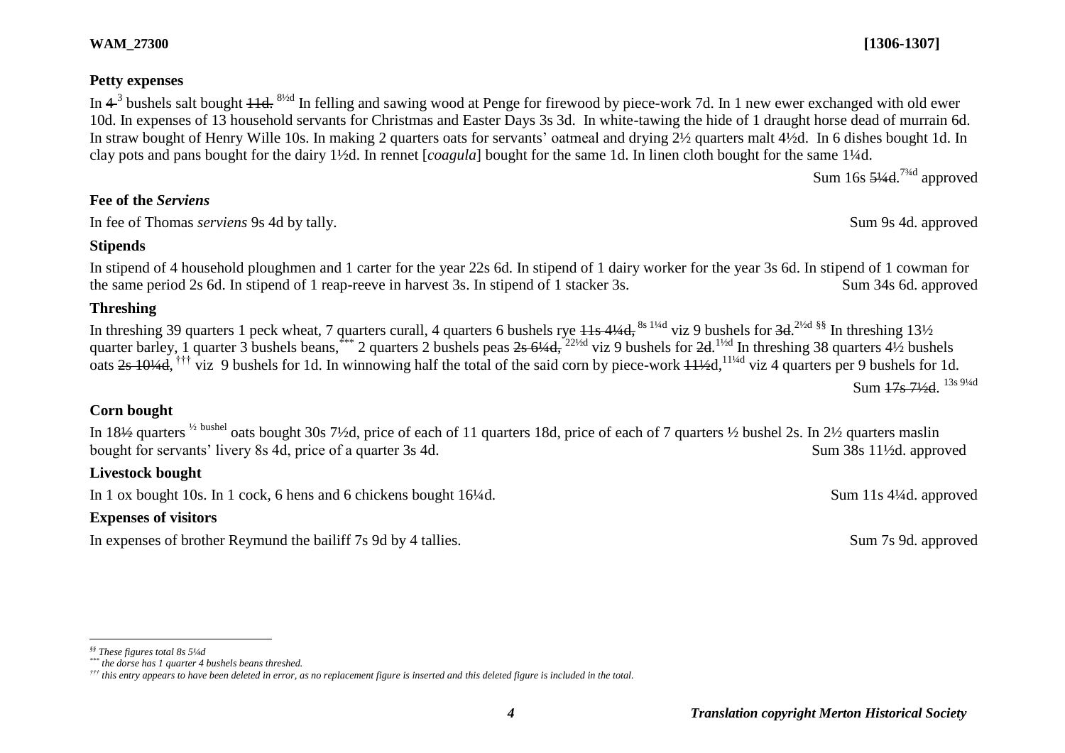**Petty expenses**

In ~~4~~ [3] bushels salt bought ~~11d.~~ [8½d] In felling and sawing wood at Penge for firewood by piece-work 7d. In 1 new ewer exchanged with old ewer 10d. In expenses of 13 household servants for Christmas and Easter Days 3s 3d. In white-tawing the hide of 1 draught horse dead of murrain 6d. In straw bought of Henry Wille 10s. In making 2 quarters oats for servants' oatmeal and drying 2½ quarters malt 4½d. In 6 dishes bought 1d. In clay pots and pans bought for the dairy 1½d. In rennet [*coagula*] bought for the same 1d. In linen cloth bought for the same 1¼d.

Sum 16s ~~5¼d~~. [7¾d] approved

**Fee of the *Serviens***

In fee of Thomas *serviens* 9s 4d by tally. Sum 9s 4d. approved

**Stipends**

In stipend of 4 household ploughmen and 1 carter for the year 22s 6d. In stipend of 1 dairy worker for the year 3s 6d. In stipend of 1 cowman for the same period 2s 6d. In stipend of 1 reap-reeve in harvest 3s. In stipend of 1 stacker 3s. Sum 34s 6d. approved

**Threshing**

In threshing 39 quarters 1 peck wheat, 7 quarters curall, 4 quarters 6 bushels rye ~~11s 4¼d,~~ [8s 1¼d] viz 9 bushels for ~~3d~~. [2½d] [§§] In threshing 13½ quarter barley, 1 quarter 3 bushels beans, [***] 2 quarters 2 bushels peas ~~2s 6¼d,~~ [22½d] viz 9 bushels for ~~2d~~. [1½d] In threshing 38 quarters 4½ bushels oats ~~2s 10¼d~~, [†††] viz 9 bushels for 1d. In winnowing half the total of the said corn by piece-work ~~11½d~~, [11¼d] viz 4 quarters per 9 bushels for 1d.

Sum ~~17s 7½d~~. [13s 9¼d]

**Corn bought**

In 18~~½~~ quarters [½ bushel] oats bought 30s 7½d, price of each of 11 quarters 18d, price of each of 7 quarters ½ bushel 2s. In 2½ quarters maslin bought for servants' livery 8s 4d, price of a quarter 3s 4d. Sum 38s 11½d. approved

**Livestock bought**

In 1 ox bought 10s. In 1 cock, 6 hens and 6 chickens bought 16¼d. Sum 11s 4¼d. approved

**Expenses of visitors**

In expenses of brother Reymund the bailiff 7s 9d by 4 tallies. Sum 7s 9d. approved

---

*[§§] These figures total 8s 5¼d*

*[***] the dorse has 1 quarter 4 bushels beans threshed.*

*[†††] this entry appears to have been deleted in error, as no replacement figure is inserted and this deleted figure is included in the total.*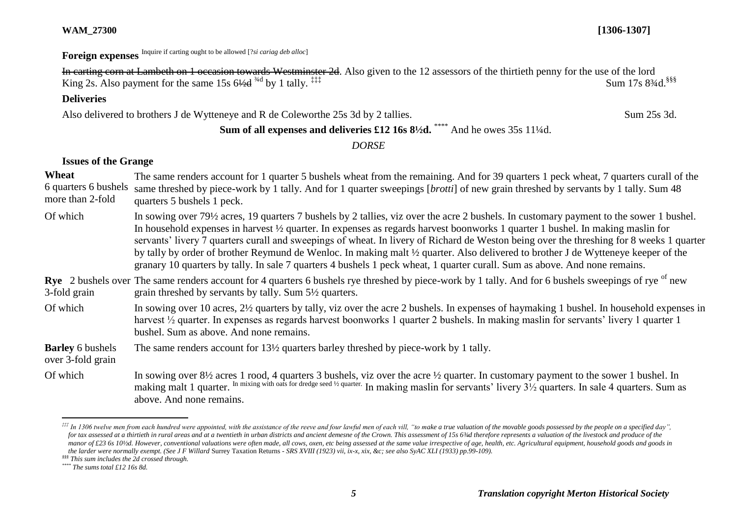**Foreign expenses** Inquire if carting ought to be allowed [?*si cariag deb alloc*]

~~In carting corn at Lambeth on 1 occasion towards Westminster 2d~~. Also given to the 12 assessors of the thirtieth penny for the use of the lord King 2s. Also payment for the same 15s 6~~½d~~ ¾d by 1 tally.[‡‡‡] Sum 17s 8¾d.[§§§]

**Deliveries**

Also delivered to brothers J de Wytteneye and R de Coleworthe 25s 3d by 2 tallies. Sum 25s 3d.

**Sum of all expenses and deliveries £12 16s 8½d.**[****] And he owes 35s 11¼d.

*DORSE*

**Issues of the Grange**

| | |
|---|---|
| **Wheat** 6 quarters 6 bushels more than 2-fold | The same renders account for 1 quarter 5 bushels wheat from the remaining. And for 39 quarters 1 peck wheat, 7 quarters curall of the same threshed by piece-work by 1 tally. And for 1 quarter sweepings [*brotti*] of new grain threshed by servants by 1 tally. Sum 48 quarters 5 bushels 1 peck. |
| Of which | In sowing over 79½ acres, 19 quarters 7 bushels by 2 tallies, viz over the acre 2 bushels. In customary payment to the sower 1 bushel. In household expenses in harvest ½ quarter. In expenses as regards harvest boonworks 1 quarter 1 bushel. In making maslin for servants' livery 7 quarters curall and sweepings of wheat. In livery of Richard de Weston being over the threshing for 8 weeks 1 quarter by tally by order of brother Reymund de Wenloc. In making malt ½ quarter. Also delivered to brother J de Wytteneye keeper of the granary 10 quarters by tally. In sale 7 quarters 4 bushels 1 peck wheat, 1 quarter curall. Sum as above. And none remains. |
| **Rye** 2 bushels over 3-fold grain | The same renders account for 4 quarters 6 bushels rye threshed by piece-work by 1 tally. And for 6 bushels sweepings of rye of new grain threshed by servants by tally. Sum 5½ quarters. |
| Of which | In sowing over 10 acres, 2½ quarters by tally, viz over the acre 2 bushels. In expenses of haymaking 1 bushel. In household expenses in harvest ½ quarter. In expenses as regards harvest boonworks 1 quarter 2 bushels. In making maslin for servants' livery 1 quarter 1 bushel. Sum as above. And none remains. |
| **Barley** 6 bushels over 3-fold grain | The same renders account for 13½ quarters barley threshed by piece-work by 1 tally. |
| Of which | In sowing over 8½ acres 1 rood, 4 quarters 3 bushels, viz over the acre ½ quarter. In customary payment to the sower 1 bushel. In making malt 1 quarter. In mixing with oats for dredge seed ½ quarter. In making maslin for servants' livery 3½ quarters. In sale 4 quarters. Sum as above. And none remains. |

---

[‡‡‡] *In 1306 twelve men from each hundred were appointed, with the assistance of the reeve and four lawful men of each vill, "to make a true valuation of the movable goods possessed by the people on a specified day", for tax assessed at a thirtieth in rural areas and at a twentieth in urban districts and ancient demesne of the Crown. This assessment of 15s 6¾d therefore represents a valuation of the livestock and produce of the manor of £23 6s 10½d. However, conventional valuations were often made, all cows, oxen, etc being assessed at the same value irrespective of age, health, etc. Agricultural equipment, household goods and goods in the larder were normally exempt. (See J F Willard* Surrey Taxation Returns *- SRS XVIII (1923) vii, ix-x, xix, &c; see also SyAC XLI (1933) pp.99-109).*

[§§§] *This sum includes the 2d crossed through.*

[****] *The sums total £12 16s 8d.*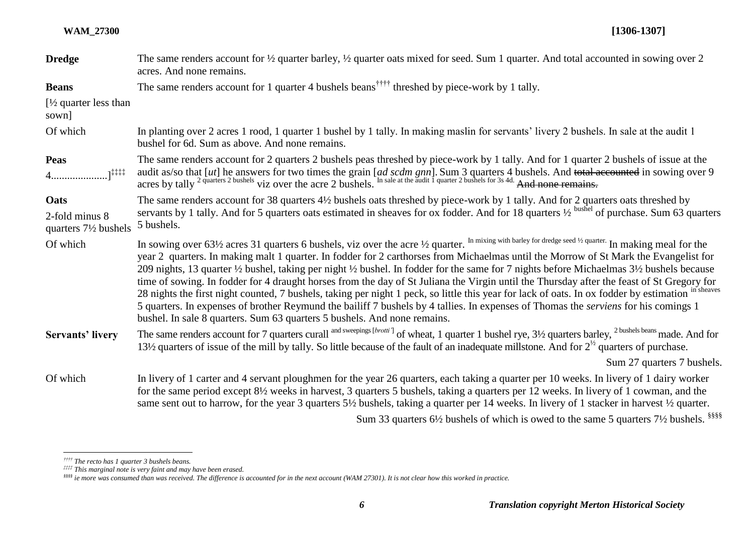| | |
|---|---|
| **Dredge** | The same renders account for ½ quarter barley, ½ quarter oats mixed for seed. Sum 1 quarter. And total accounted in sowing over 2 acres. And none remains. |
| **Beans** [½ quarter less than sown] | The same renders account for 1 quarter 4 bushels beans[††††] threshed by piece-work by 1 tally. |
| Of which | In planting over 2 acres 1 rood, 1 quarter 1 bushel by 1 tally. In making maslin for servants' livery 2 bushels. In sale at the audit 1 bushel for 6d. Sum as above. And none remains. |
| **Peas** 4.....................][‡‡‡‡] | The same renders account for 2 quarters 2 bushels peas threshed by piece-work by 1 tally. And for 1 quarter 2 bushels of issue at the audit as/so that [*ut*] he answers for two times the grain [*ad scdm gnn*]. Sum 3 quarters 4 bushels. And ~~total accounted~~ in sowing over 9 acres by tally 2 quarters 2 bushels viz over the acre 2 bushels. In sale at the audit 1 quarter 2 bushels for 3s 4d. ~~And none remains.~~ |
| **Oats** 2-fold minus 8 quarters 7½ bushels | The same renders account for 38 quarters 4½ bushels oats threshed by piece-work by 1 tally. And for 2 quarters oats threshed by servants by 1 tally. And for 5 quarters oats estimated in sheaves for ox fodder. And for 18 quarters ½ bushel of purchase. Sum 63 quarters 5 bushels. |
| Of which | In sowing over 63½ acres 31 quarters 6 bushels, viz over the acre ½ quarter. In mixing with barley for dredge seed ½ quarter. In making meal for the year 2 quarters. In making malt 1 quarter. In fodder for 2 carthorses from Michaelmas until the Morrow of St Mark the Evangelist for 209 nights, 13 quarter ½ bushel, taking per night ½ bushel. In fodder for the same for 7 nights before Michaelmas 3½ bushels because time of sowing. In fodder for 4 draught horses from the day of St Juliana the Virgin until the Thursday after the feast of St Gregory for 28 nights the first night counted, 7 bushels, taking per night 1 peck, so little this year for lack of oats. In ox fodder by estimation in sheaves 5 quarters. In expenses of brother Reymund the bailiff 7 bushels by 4 tallies. In expenses of Thomas the *serviens* for his comings 1 bushel. In sale 8 quarters. Sum 63 quarters 5 bushels. And none remains. |
| **Servants' livery** | The same renders account for 7 quarters curall and sweepings [*brotti'*] of wheat, 1 quarter 1 bushel rye, 3½ quarters barley, 2 bushels beans made. And for 13½ quarters of issue of the mill by tally. So little because of the fault of an inadequate millstone. And for 2½ quarters of purchase. Sum 27 quarters 7 bushels. |
| Of which | In livery of 1 carter and 4 servant ploughmen for the year 26 quarters, each taking a quarter per 10 weeks. In livery of 1 dairy worker for the same period except 8½ weeks in harvest, 3 quarters 5 bushels, taking a quarters per 12 weeks. In livery of 1 cowman, and the same sent out to harrow, for the year 3 quarters 5½ bushels, taking a quarter per 14 weeks. In livery of 1 stacker in harvest ½ quarter. Sum 33 quarters 6½ bushels of which is owed to the same 5 quarters 7½ bushels. [§§§§] |

[††††] *The recto has 1 quarter 3 bushels beans.*

[‡‡‡‡] *This marginal note is very faint and may have been erased.*

[§§§§] *ie more was consumed than was received. The difference is accounted for in the next account (WAM 27301). It is not clear how this worked in practice.*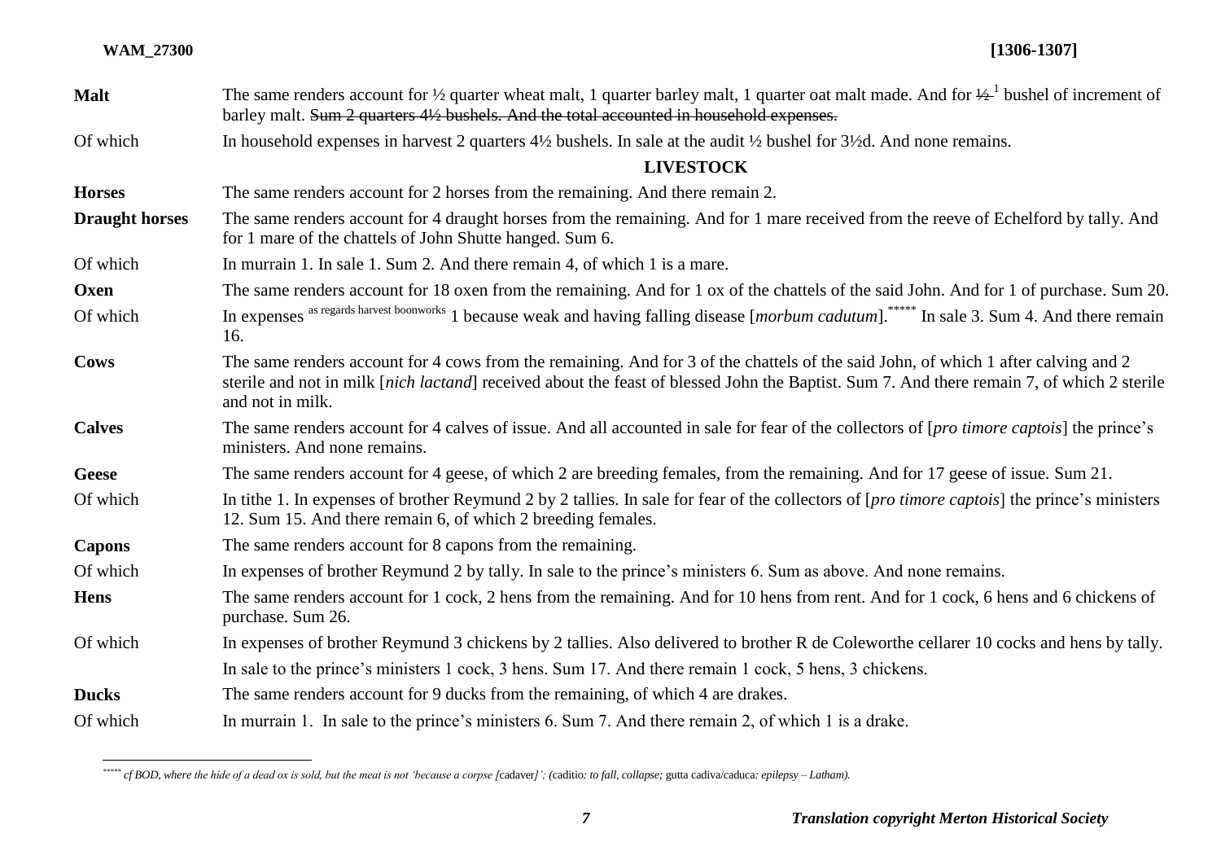| | |
|---|---|
| **Malt** | The same renders account for ½ quarter wheat malt, 1 quarter barley malt, 1 quarter oat malt made. And for ~~½~~[1] bushel of increment of barley malt. ~~Sum 2 quarters 4½ bushels. And the total accounted in household expenses.~~ |
| Of which | In household expenses in harvest 2 quarters 4½ bushels. In sale at the audit ½ bushel for 3½d. And none remains. |
| | **LIVESTOCK** |
| **Horses** | The same renders account for 2 horses from the remaining. And there remain 2. |
| **Draught horses** | The same renders account for 4 draught horses from the remaining. And for 1 mare received from the reeve of Echelford by tally. And for 1 mare of the chattels of John Shutte hanged. Sum 6. |
| Of which | In murrain 1. In sale 1. Sum 2. And there remain 4, of which 1 is a mare. |
| **Oxen** | The same renders account for 18 oxen from the remaining. And for 1 ox of the chattels of the said John. And for 1 of purchase. Sum 20. |
| Of which | In expenses as regards harvest boonworks 1 because weak and having falling disease [*morbum cadutum*].[*****] In sale 3. Sum 4. And there remain 16. |
| **Cows** | The same renders account for 4 cows from the remaining. And for 3 of the chattels of the said John, of which 1 after calving and 2 sterile and not in milk [*nich lactand*] received about the feast of blessed John the Baptist. Sum 7. And there remain 7, of which 2 sterile and not in milk. |
| **Calves** | The same renders account for 4 calves of issue. And all accounted in sale for fear of the collectors of [*pro timore captois*] the prince's ministers. And none remains. |
| **Geese** | The same renders account for 4 geese, of which 2 are breeding females, from the remaining. And for 17 geese of issue. Sum 21. |
| Of which | In tithe 1. In expenses of brother Reymund 2 by 2 tallies. In sale for fear of the collectors of [*pro timore captois*] the prince's ministers 12. Sum 15. And there remain 6, of which 2 breeding females. |
| **Capons** | The same renders account for 8 capons from the remaining. |
| Of which | In expenses of brother Reymund 2 by tally. In sale to the prince's ministers 6. Sum as above. And none remains. |
| **Hens** | The same renders account for 1 cock, 2 hens from the remaining. And for 10 hens from rent. And for 1 cock, 6 hens and 6 chickens of purchase. Sum 26. |
| Of which | In expenses of brother Reymund 3 chickens by 2 tallies. Also delivered to brother R de Coleworthe the cellarer 10 cocks and hens by tally. |
| | In sale to the prince's ministers 1 cock, 3 hens. Sum 17. And there remain 1 cock, 5 hens, 3 chickens. |
| **Ducks** | The same renders account for 9 ducks from the remaining, of which 4 are drakes. |
| Of which | In murrain 1. In sale to the prince's ministers 6. Sum 7. And there remain 2, of which 1 is a drake. |

[*****] *cf BOD, where the hide of a dead ox is sold, but the meat is not 'because a corpse [*cadaver*]'; (*caditio*: to fall, collapse;* gutta cadiva/caduca*: epilepsy – Latham).*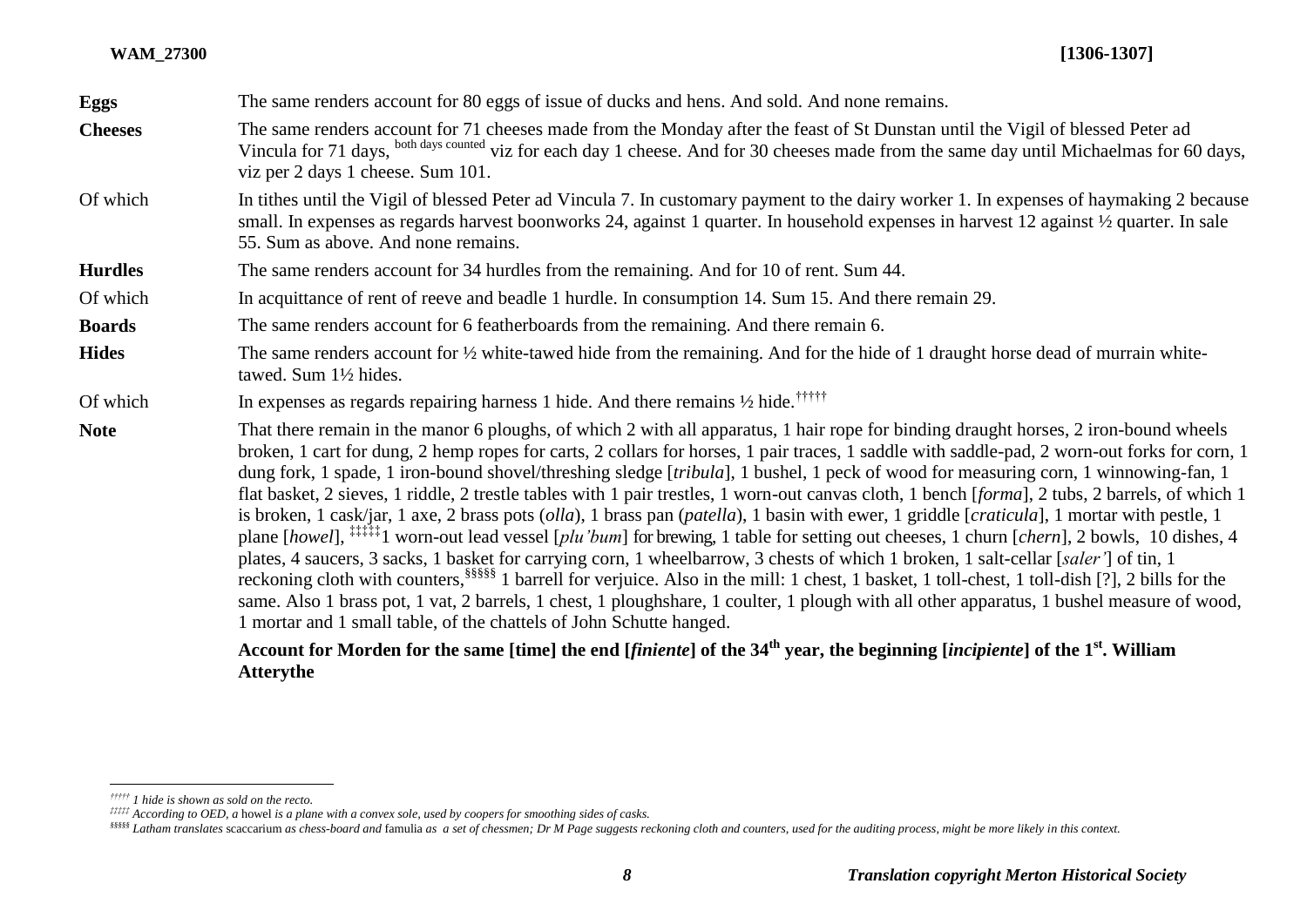| | |
|---|---|
| **Eggs** | The same renders account for 80 eggs of issue of ducks and hens. And sold. And none remains. |
| **Cheeses** | The same renders account for 71 cheeses made from the Monday after the feast of St Dunstan until the Vigil of blessed Peter ad Vincula for 71 days, both days counted viz for each day 1 cheese. And for 30 cheeses made from the same day until Michaelmas for 60 days, viz per 2 days 1 cheese. Sum 101. |
| Of which | In tithes until the Vigil of blessed Peter ad Vincula 7. In customary payment to the dairy worker 1. In expenses of haymaking 2 because small. In expenses as regards harvest boonworks 24, against 1 quarter. In household expenses in harvest 12 against ½ quarter. In sale 55. Sum as above. And none remains. |
| **Hurdles** | The same renders account for 34 hurdles from the remaining. And for 10 of rent. Sum 44. |
| Of which | In acquittance of rent of reeve and beadle 1 hurdle. In consumption 14. Sum 15. And there remain 29. |
| **Boards** | The same renders account for 6 featherboards from the remaining. And there remain 6. |
| **Hides** | The same renders account for ½ white-tawed hide from the remaining. And for the hide of 1 draught horse dead of murrain white-tawed. Sum 1½ hides. |
| Of which | In expenses as regards repairing harness 1 hide. And there remains ½ hide.††††† |
| **Note** | That there remain in the manor 6 ploughs, of which 2 with all apparatus, 1 hair rope for binding draught horses, 2 iron-bound wheels broken, 1 cart for dung, 2 hemp ropes for carts, 2 collars for horses, 1 pair traces, 1 saddle with saddle-pad, 2 worn-out forks for corn, 1 dung fork, 1 spade, 1 iron-bound shovel/threshing sledge [*tribula*], 1 bushel, 1 peck of wood for measuring corn, 1 winnowing-fan, 1 flat basket, 2 sieves, 1 riddle, 2 trestle tables with 1 pair trestles, 1 worn-out canvas cloth, 1 bench [*forma*], 2 tubs, 2 barrels, of which 1 is broken, 1 cask/jar, 1 axe, 2 brass pots (*olla*), 1 brass pan (*patella*), 1 basin with ewer, 1 griddle [*craticula*], 1 mortar with pestle, 1 plane [*howel*], ‡‡‡‡‡1 worn-out lead vessel [*plu'bum*] for brewing, 1 table for setting out cheeses, 1 churn [*chern*], 2 bowls, 10 dishes, 4 plates, 4 saucers, 3 sacks, 1 basket for carrying corn, 1 wheelbarrow, 3 chests of which 1 broken, 1 salt-cellar [*saler'*] of tin, 1 reckoning cloth with counters,§§§§§ 1 barrell for verjuice. Also in the mill: 1 chest, 1 basket, 1 toll-chest, 1 toll-dish [?], 2 bills for the same. Also 1 brass pot, 1 vat, 2 barrels, 1 chest, 1 ploughshare, 1 coulter, 1 plough with all other apparatus, 1 bushel measure of wood, 1 mortar and 1 small table, of the chattels of John Schutte hanged. |

**Account for Morden for the same [time] the end [*finiente*] of the 34th year, the beginning [*incipiente*] of the 1st. William Atterythe**

††††† *1 hide is shown as sold on the recto.*

‡‡‡‡‡ *According to OED, a* howel *is a plane with a convex sole, used by coopers for smoothing sides of casks.*

§§§§§ *Latham translates* scaccarium *as chess-board and* famulia *as a set of chessmen; Dr M Page suggests reckoning cloth and counters, used for the auditing process, might be more likely in this context.*

*Translation copyright Merton Historical Society*